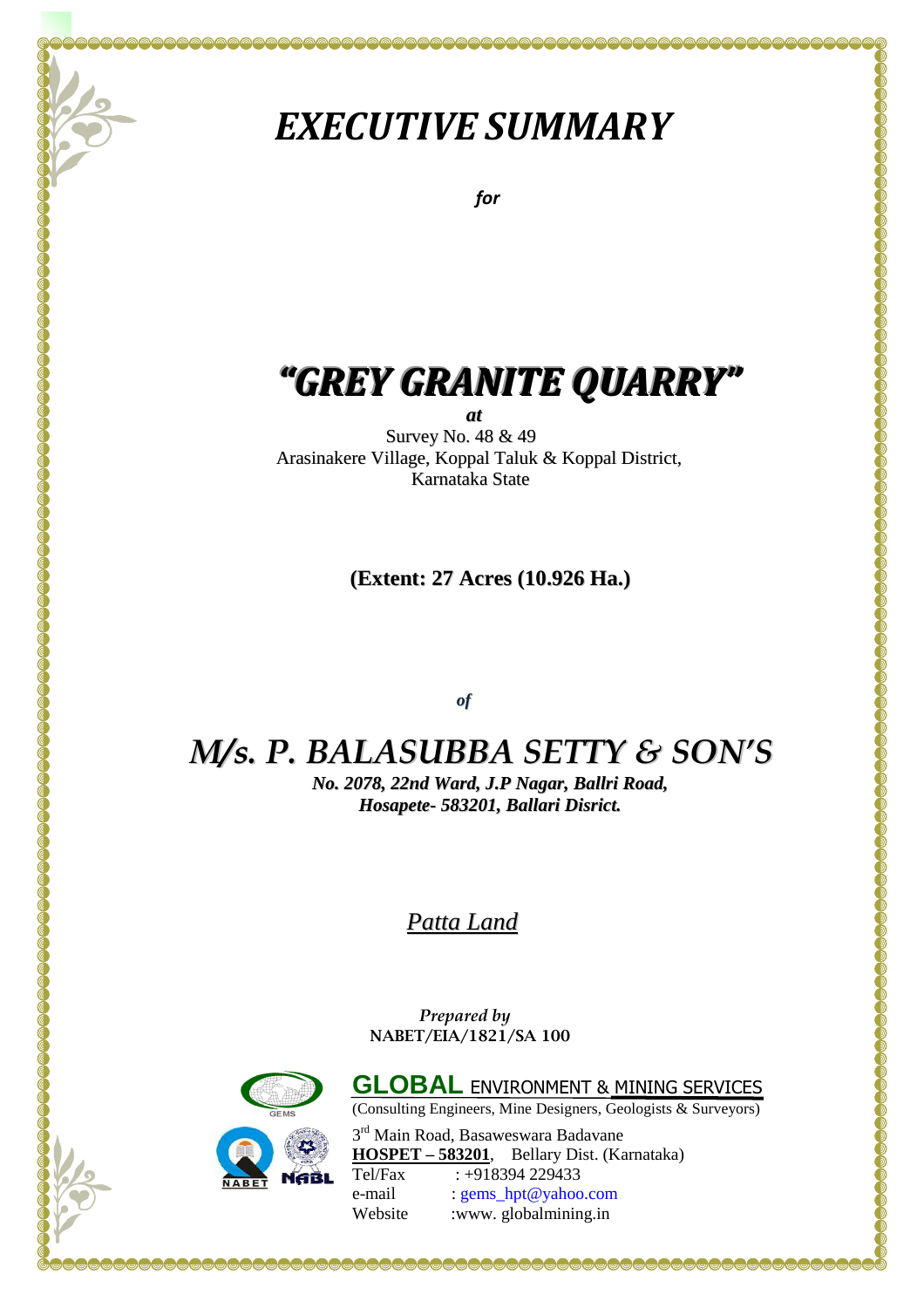# *EXECUTIVE SUMMARY*

*for*

# *"GREY GRANITE QUARRY"*

***at***

Survey No. 48 & 49
Arasinakere Village, Koppal Taluk & Koppal District,
Karnataka State

**(Extent: 27 Acres (10.926 Ha.)**

***of***

## *M/s. P. BALASUBBA SETTY & SON'S*

***No. 2078, 22nd Ward, J.P Nagar, Ballri Road,***
***Hosapete- 583201, Ballari Disrict.***

*Patta Land*

*Prepared by*
NABET/EIA/1821/SA 100

**GLOBAL** ENVIRONMENT & MINING SERVICES
(Consulting Engineers, Mine Designers, Geologists & Surveyors)

3rd Main Road, Basaweswara Badavane
**HOSPET – 583201**, Bellary Dist. (Karnataka)
Tel/Fax : +918394 229433
e-mail : gems_hpt@yahoo.com
Website :www. globalmining.in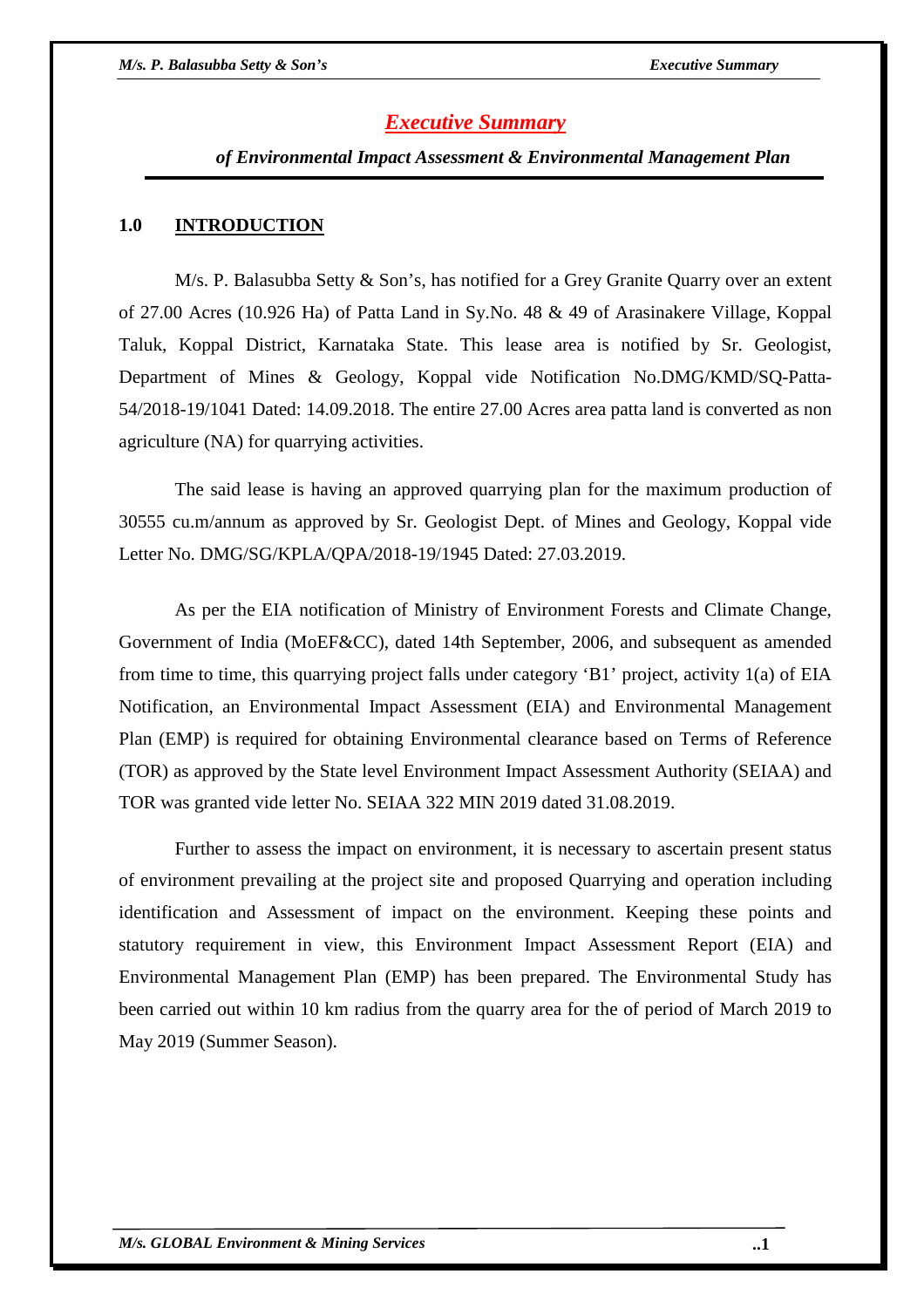# *Executive Summary*

***of Environmental Impact Assessment & Environmental Management Plan***

## 1.0 INTRODUCTION

M/s. P. Balasubba Setty & Son's, has notified for a Grey Granite Quarry over an extent of 27.00 Acres (10.926 Ha) of Patta Land in Sy.No. 48 & 49 of Arasinakere Village, Koppal Taluk, Koppal District, Karnataka State. This lease area is notified by Sr. Geologist, Department of Mines & Geology, Koppal vide Notification No.DMG/KMD/SQ-Patta-54/2018-19/1041 Dated: 14.09.2018. The entire 27.00 Acres area patta land is converted as non agriculture (NA) for quarrying activities.

The said lease is having an approved quarrying plan for the maximum production of 30555 cu.m/annum as approved by Sr. Geologist Dept. of Mines and Geology, Koppal vide Letter No. DMG/SG/KPLA/QPA/2018-19/1945 Dated: 27.03.2019.

As per the EIA notification of Ministry of Environment Forests and Climate Change, Government of India (MoEF&CC), dated 14th September, 2006, and subsequent as amended from time to time, this quarrying project falls under category 'B1' project, activity 1(a) of EIA Notification, an Environmental Impact Assessment (EIA) and Environmental Management Plan (EMP) is required for obtaining Environmental clearance based on Terms of Reference (TOR) as approved by the State level Environment Impact Assessment Authority (SEIAA) and TOR was granted vide letter No. SEIAA 322 MIN 2019 dated 31.08.2019.

Further to assess the impact on environment, it is necessary to ascertain present status of environment prevailing at the project site and proposed Quarrying and operation including identification and Assessment of impact on the environment. Keeping these points and statutory requirement in view, this Environment Impact Assessment Report (EIA) and Environmental Management Plan (EMP) has been prepared. The Environmental Study has been carried out within 10 km radius from the quarry area for the of period of March 2019 to May 2019 (Summer Season).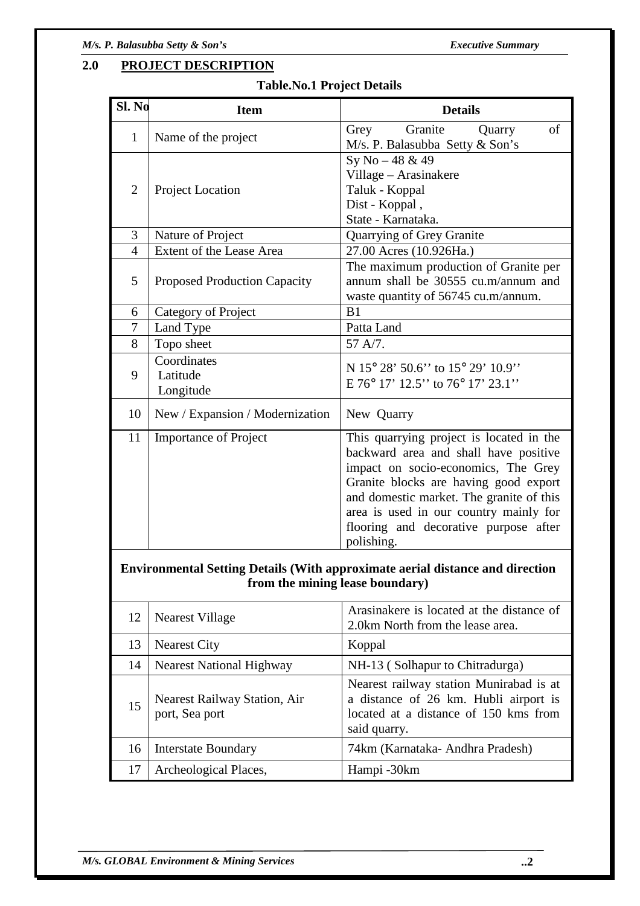## 2.0 PROJECT DESCRIPTION

**Table.No.1 Project Details**

| Sl. No | Item | Details |
|---|---|---|
| 1 | Name of the project | Grey Granite Quarry of M/s. P. Balasubba Setty & Son's |
| 2 | Project Location | Sy No – 48 & 49<br>Village – Arasinakere<br>Taluk - Koppal<br>Dist - Koppal ,<br>State - Karnataka. |
| 3 | Nature of Project | Quarrying of Grey Granite |
| 4 | Extent of the Lease Area | 27.00 Acres (10.926Ha.) |
| 5 | Proposed Production Capacity | The maximum production of Granite per annum shall be 30555 cu.m/annum and waste quantity of 56745 cu.m/annum. |
| 6 | Category of Project | B1 |
| 7 | Land Type | Patta Land |
| 8 | Topo sheet | 57 A/7. |
| 9 | Coordinates<br>Latitude<br>Longitude | N 15° 28' 50.6'' to 15° 29' 10.9''<br>E 76° 17' 12.5'' to 76° 17' 23.1'' |
| 10 | New / Expansion / Modernization | New Quarry |
| 11 | Importance of Project | This quarrying project is located in the backward area and shall have positive impact on socio-economics, The Grey Granite blocks are having good export and domestic market. The granite of this area is used in our country mainly for flooring and decorative purpose after polishing. |
| | **Environmental Setting Details (With approximate aerial distance and direction from the mining lease boundary)** | |
| 12 | Nearest Village | Arasinakere is located at the distance of 2.0km North from the lease area. |
| 13 | Nearest City | Koppal |
| 14 | Nearest National Highway | NH-13 ( Solhapur to Chitradurga) |
| 15 | Nearest Railway Station, Air port, Sea port | Nearest railway station Munirabad is at a distance of 26 km. Hubli airport is located at a distance of 150 kms from said quarry. |
| 16 | Interstate Boundary | 74km (Karnataka- Andhra Pradesh) |
| 17 | Archeological Places, | Hampi -30km |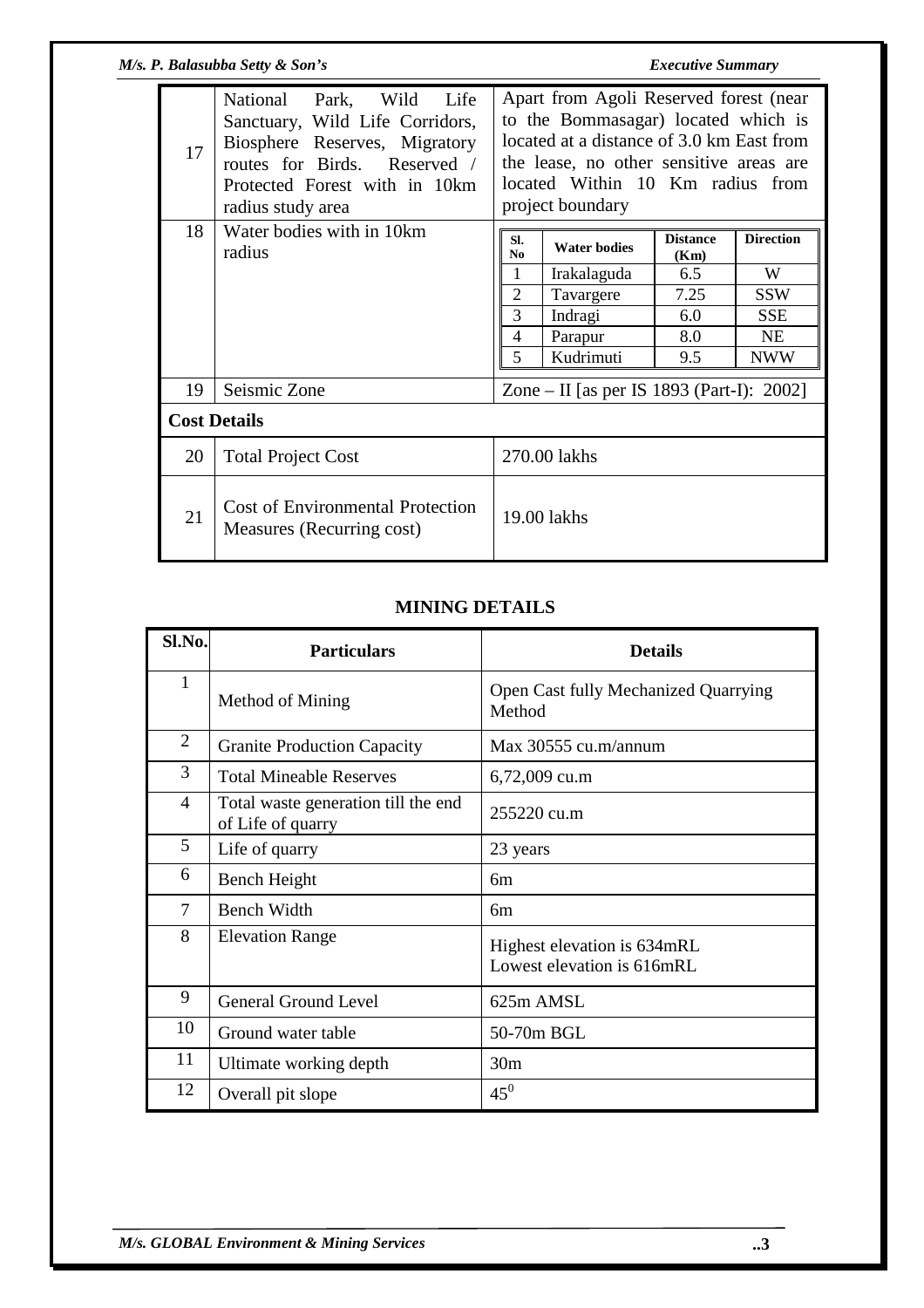| | | |
|---|---|---|
| 17 | National Park, Wild Life Sanctuary, Wild Life Corridors, Biosphere Reserves, Migratory routes for Birds. Reserved / Protected Forest with in 10km radius study area | Apart from Agoli Reserved forest (near to the Bommasagar) located which is located at a distance of 3.0 km East from the lease, no other sensitive areas are located Within 10 Km radius from project boundary |
| 18 | Water bodies with in 10km radius | <table><tr><th>Sl. No</th><th>Water bodies</th><th>Distance (Km)</th><th>Direction</th></tr><tr><td>1</td><td>Irakalaguda</td><td>6.5</td><td>W</td></tr><tr><td>2</td><td>Tavargere</td><td>7.25</td><td>SSW</td></tr><tr><td>3</td><td>Indragi</td><td>6.0</td><td>SSE</td></tr><tr><td>4</td><td>Parapur</td><td>8.0</td><td>NE</td></tr><tr><td>5</td><td>Kudrimuti</td><td>9.5</td><td>NWW</td></tr></table> |
| 19 | Seismic Zone | Zone – II [as per IS 1893 (Part-I): 2002] |
| **Cost Details** | | |
| 20 | Total Project Cost | 270.00 lakhs |
| 21 | Cost of Environmental Protection Measures (Recurring cost) | 19.00 lakhs |

## MINING DETAILS

| Sl.No. | Particulars | Details |
|---|---|---|
| 1 | Method of Mining | Open Cast fully Mechanized Quarrying Method |
| 2 | Granite Production Capacity | Max 30555 cu.m/annum |
| 3 | Total Mineable Reserves | 6,72,009 cu.m |
| 4 | Total waste generation till the end of Life of quarry | 255220 cu.m |
| 5 | Life of quarry | 23 years |
| 6 | Bench Height | 6m |
| 7 | Bench Width | 6m |
| 8 | Elevation Range | Highest elevation is 634mRL<br>Lowest elevation is 616mRL |
| 9 | General Ground Level | 625m AMSL |
| 10 | Ground water table | 50-70m BGL |
| 11 | Ultimate working depth | 30m |
| 12 | Overall pit slope | $45^0$ |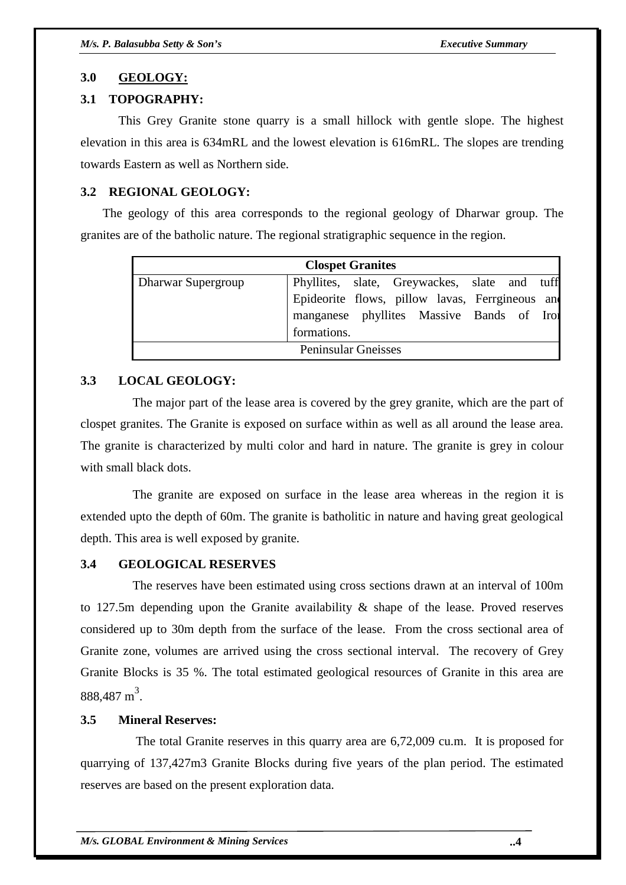## 3.0 GEOLOGY:

### 3.1 TOPOGRAPHY:

This Grey Granite stone quarry is a small hillock with gentle slope. The highest elevation in this area is 634mRL and the lowest elevation is 616mRL. The slopes are trending towards Eastern as well as Northern side.

### 3.2 REGIONAL GEOLOGY:

The geology of this area corresponds to the regional geology of Dharwar group. The granites are of the batholic nature. The regional stratigraphic sequence in the region.

| **Clospet Granites** | |
|---|---|
| Dharwar Supergroup | Phyllites, slate, Greywackes, slate and tuff Epideorite flows, pillow lavas, Ferrgineous and manganese phyllites Massive Bands of Iron formations. |
| Peninsular Gneisses | |

### 3.3 LOCAL GEOLOGY:

The major part of the lease area is covered by the grey granite, which are the part of clospet granites. The Granite is exposed on surface within as well as all around the lease area. The granite is characterized by multi color and hard in nature. The granite is grey in colour with small black dots.

The granite are exposed on surface in the lease area whereas in the region it is extended upto the depth of 60m. The granite is batholitic in nature and having great geological depth. This area is well exposed by granite.

### 3.4 GEOLOGICAL RESERVES

The reserves have been estimated using cross sections drawn at an interval of 100m to 127.5m depending upon the Granite availability & shape of the lease. Proved reserves considered up to 30m depth from the surface of the lease. From the cross sectional area of Granite zone, volumes are arrived using the cross sectional interval. The recovery of Grey Granite Blocks is 35 %. The total estimated geological resources of Granite in this area are 888,487 $m^3$.

### 3.5 Mineral Reserves:

The total Granite reserves in this quarry area are 6,72,009 cu.m. It is proposed for quarrying of 137,427m3 Granite Blocks during five years of the plan period. The estimated reserves are based on the present exploration data.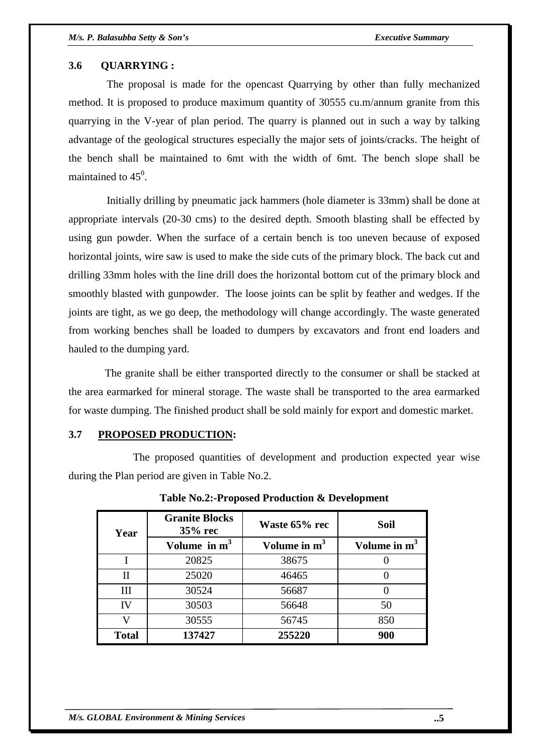### 3.6 QUARRYING :

The proposal is made for the opencast Quarrying by other than fully mechanized method. It is proposed to produce maximum quantity of 30555 cu.m/annum granite from this quarrying in the V-year of plan period. The quarry is planned out in such a way by talking advantage of the geological structures especially the major sets of joints/cracks. The height of the bench shall be maintained to 6mt with the width of 6mt. The bench slope shall be maintained to $45^0$.

Initially drilling by pneumatic jack hammers (hole diameter is 33mm) shall be done at appropriate intervals (20-30 cms) to the desired depth. Smooth blasting shall be effected by using gun powder. When the surface of a certain bench is too uneven because of exposed horizontal joints, wire saw is used to make the side cuts of the primary block. The back cut and drilling 33mm holes with the line drill does the horizontal bottom cut of the primary block and smoothly blasted with gunpowder. The loose joints can be split by feather and wedges. If the joints are tight, as we go deep, the methodology will change accordingly. The waste generated from working benches shall be loaded to dumpers by excavators and front end loaders and hauled to the dumping yard.

The granite shall be either transported directly to the consumer or shall be stacked at the area earmarked for mineral storage. The waste shall be transported to the area earmarked for waste dumping. The finished product shall be sold mainly for export and domestic market.

### 3.7 PROPOSED PRODUCTION:

The proposed quantities of development and production expected year wise during the Plan period are given in Table No.2.

**Table No.2:-Proposed Production & Development**

| Year | Granite Blocks 35% rec | Waste 65% rec | Soil |
|---|---|---|---|
| | Volume in $m^3$ | Volume in $m^3$ | Volume in $m^3$ |
| I | 20825 | 38675 | 0 |
| II | 25020 | 46465 | 0 |
| III | 30524 | 56687 | 0 |
| IV | 30503 | 56648 | 50 |
| V | 30555 | 56745 | 850 |
| **Total** | **137427** | **255220** | **900** |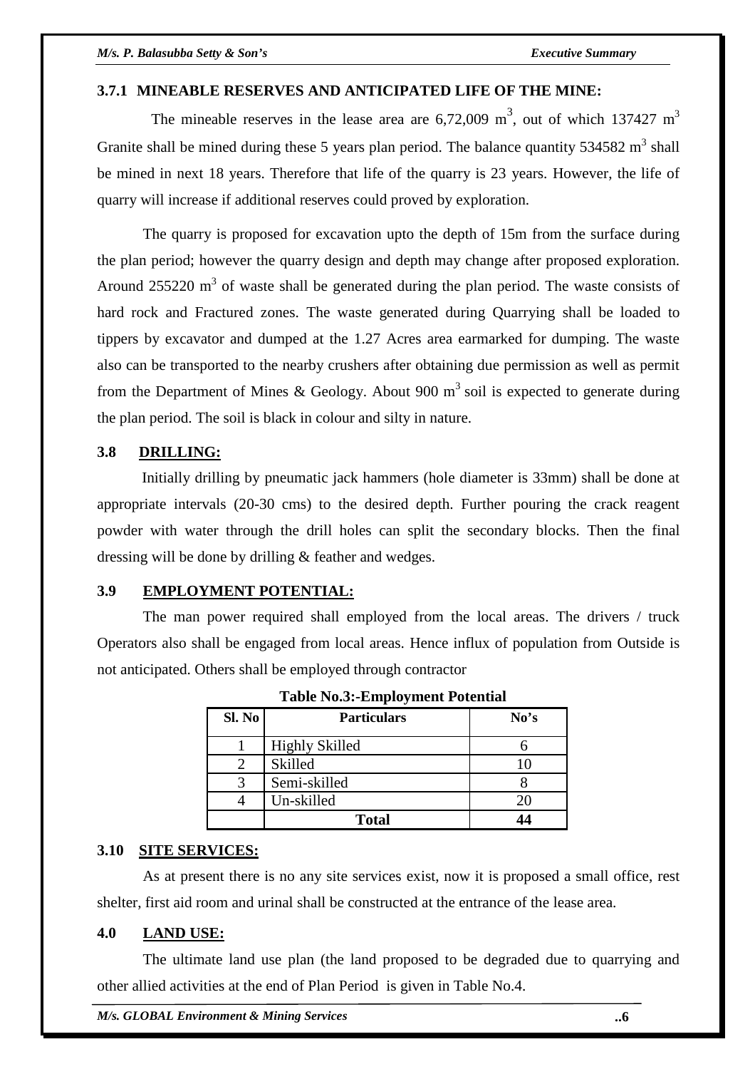### 3.7.1 MINEABLE RESERVES AND ANTICIPATED LIFE OF THE MINE:

The mineable reserves in the lease area are 6,72,009 $m^3$, out of which 137427 $m^3$ Granite shall be mined during these 5 years plan period. The balance quantity 534582 $m^3$ shall be mined in next 18 years. Therefore that life of the quarry is 23 years. However, the life of quarry will increase if additional reserves could proved by exploration.

The quarry is proposed for excavation upto the depth of 15m from the surface during the plan period; however the quarry design and depth may change after proposed exploration. Around 255220 $m^3$ of waste shall be generated during the plan period. The waste consists of hard rock and Fractured zones. The waste generated during Quarrying shall be loaded to tippers by excavator and dumped at the 1.27 Acres area earmarked for dumping. The waste also can be transported to the nearby crushers after obtaining due permission as well as permit from the Department of Mines & Geology. About 900 $m^3$ soil is expected to generate during the plan period. The soil is black in colour and silty in nature.

### 3.8 DRILLING:

Initially drilling by pneumatic jack hammers (hole diameter is 33mm) shall be done at appropriate intervals (20-30 cms) to the desired depth. Further pouring the crack reagent powder with water through the drill holes can split the secondary blocks. Then the final dressing will be done by drilling & feather and wedges.

### 3.9 EMPLOYMENT POTENTIAL:

The man power required shall employed from the local areas. The drivers / truck Operators also shall be engaged from local areas. Hence influx of population from Outside is not anticipated. Others shall be employed through contractor

**Table No.3:-Employment Potential**

| Sl. No | Particulars | No's |
|---|---|---|
| 1 | Highly Skilled | 6 |
| 2 | Skilled | 10 |
| 3 | Semi-skilled | 8 |
| 4 | Un-skilled | 20 |
| | **Total** | **44** |

### 3.10 SITE SERVICES:

As at present there is no any site services exist, now it is proposed a small office, rest shelter, first aid room and urinal shall be constructed at the entrance of the lease area.

## 4.0 LAND USE:

The ultimate land use plan (the land proposed to be degraded due to quarrying and other allied activities at the end of Plan Period is given in Table No.4.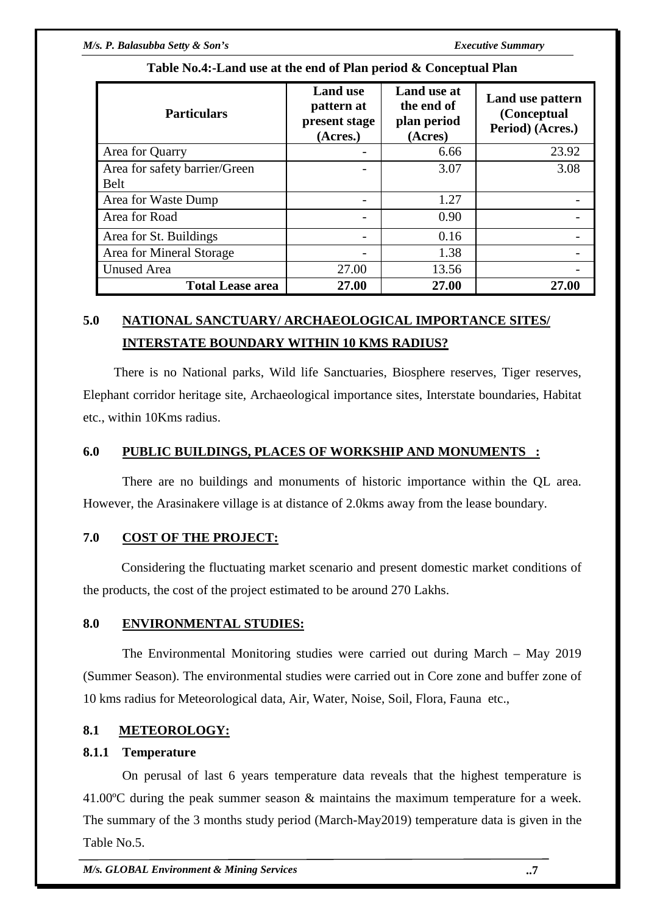**Table No.4:-Land use at the end of Plan period & Conceptual Plan**

| Particulars | Land use pattern at present stage (Acres.) | Land use at the end of plan period (Acres) | Land use pattern (Conceptual Period) (Acres.) |
|---|---|---|---|
| Area for Quarry | - | 6.66 | 23.92 |
| Area for safety barrier/Green Belt | - | 3.07 | 3.08 |
| Area for Waste Dump | - | 1.27 | - |
| Area for Road | - | 0.90 | - |
| Area for St. Buildings | - | 0.16 | - |
| Area for Mineral Storage | - | 1.38 | - |
| Unused Area | 27.00 | 13.56 | - |
| **Total Lease area** | **27.00** | **27.00** | **27.00** |

## 5.0 NATIONAL SANCTUARY/ ARCHAEOLOGICAL IMPORTANCE SITES/ INTERSTATE BOUNDARY WITHIN 10 KMS RADIUS?

There is no National parks, Wild life Sanctuaries, Biosphere reserves, Tiger reserves, Elephant corridor heritage site, Archaeological importance sites, Interstate boundaries, Habitat etc., within 10Kms radius.

## 6.0 PUBLIC BUILDINGS, PLACES OF WORKSHIP AND MONUMENTS :

There are no buildings and monuments of historic importance within the QL area. However, the Arasinakere village is at distance of 2.0kms away from the lease boundary.

## 7.0 COST OF THE PROJECT:

Considering the fluctuating market scenario and present domestic market conditions of the products, the cost of the project estimated to be around 270 Lakhs.

## 8.0 ENVIRONMENTAL STUDIES:

The Environmental Monitoring studies were carried out during March – May 2019 (Summer Season). The environmental studies were carried out in Core zone and buffer zone of 10 kms radius for Meteorological data, Air, Water, Noise, Soil, Flora, Fauna etc.,

### 8.1 METEOROLOGY:

#### 8.1.1 Temperature

On perusal of last 6 years temperature data reveals that the highest temperature is 41.00ºC during the peak summer season & maintains the maximum temperature for a week. The summary of the 3 months study period (March-May2019) temperature data is given in the Table No.5.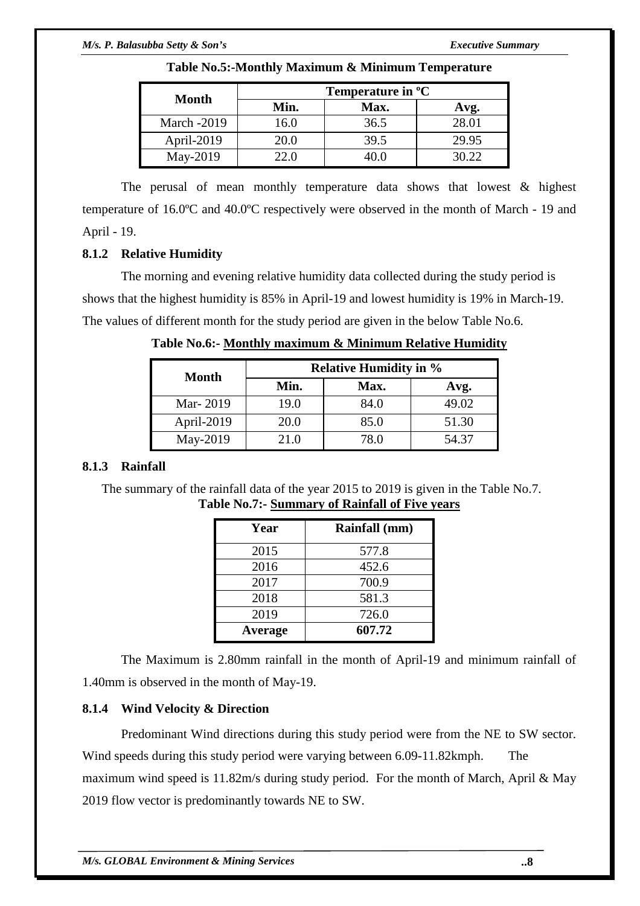**Table No.5:-Monthly Maximum & Minimum Temperature**

| Month | Temperature in ºC | | |
|---|---|---|---|
| | Min. | Max. | Avg. |
| March -2019 | 16.0 | 36.5 | 28.01 |
| April-2019 | 20.0 | 39.5 | 29.95 |
| May-2019 | 22.0 | 40.0 | 30.22 |

The perusal of mean monthly temperature data shows that lowest & highest temperature of 16.0ºC and 40.0ºC respectively were observed in the month of March - 19 and April - 19.

### 8.1.2 Relative Humidity

The morning and evening relative humidity data collected during the study period is shows that the highest humidity is 85% in April-19 and lowest humidity is 19% in March-19. The values of different month for the study period are given in the below Table No.6.

**Table No.6:- Monthly maximum & Minimum Relative Humidity**

| Month | Relative Humidity in % | | |
|---|---|---|---|
| | Min. | Max. | Avg. |
| Mar- 2019 | 19.0 | 84.0 | 49.02 |
| April-2019 | 20.0 | 85.0 | 51.30 |
| May-2019 | 21.0 | 78.0 | 54.37 |

### 8.1.3 Rainfall

The summary of the rainfall data of the year 2015 to 2019 is given in the Table No.7.

**Table No.7:- Summary of Rainfall of Five years**

| Year | Rainfall (mm) |
|---|---|
| 2015 | 577.8 |
| 2016 | 452.6 |
| 2017 | 700.9 |
| 2018 | 581.3 |
| 2019 | 726.0 |
| **Average** | **607.72** |

The Maximum is 2.80mm rainfall in the month of April-19 and minimum rainfall of 1.40mm is observed in the month of May-19.

### 8.1.4 Wind Velocity & Direction

Predominant Wind directions during this study period were from the NE to SW sector. Wind speeds during this study period were varying between 6.09-11.82kmph. The maximum wind speed is 11.82m/s during study period. For the month of March, April & May 2019 flow vector is predominantly towards NE to SW.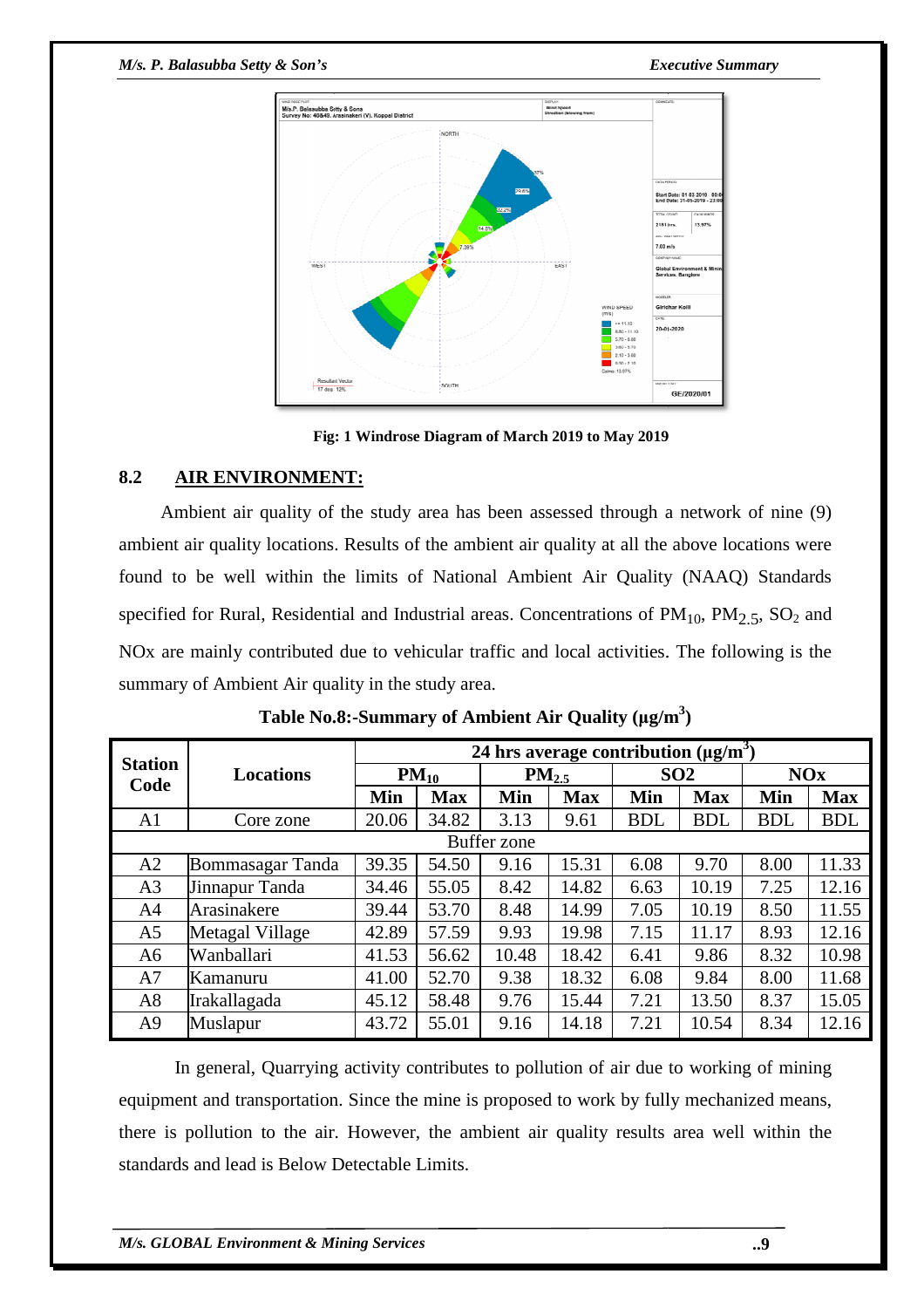Fig: 1 Windrose Diagram of March 2019 to May 2019

## 8.2 AIR ENVIRONMENT:

Ambient air quality of the study area has been assessed through a network of nine (9) ambient air quality locations. Results of the ambient air quality at all the above locations were found to be well within the limits of National Ambient Air Quality (NAAQ) Standards specified for Rural, Residential and Industrial areas. Concentrations of $PM_{10}$, $PM_{2.5}$, $SO_2$ and NOx are mainly contributed due to vehicular traffic and local activities. The following is the summary of Ambient Air quality in the study area.

**Table No.8:-Summary of Ambient Air Quality (µg/m$^3$)**

| Station Code | Locations | 24 hrs average contribution (µg/m$^3$) | | | | | | | |
|---|---|---|---|---|---|---|---|---|---|
| | | $PM_{10}$ | | $PM_{2.5}$ | | SO2 | | NOx | |
| | | Min | Max | Min | Max | Min | Max | Min | Max |
| A1 | Core zone | 20.06 | 34.82 | 3.13 | 9.61 | BDL | BDL | BDL | BDL |
| Buffer zone | | | | | | | | | |
| A2 | Bommasagar Tanda | 39.35 | 54.50 | 9.16 | 15.31 | 6.08 | 9.70 | 8.00 | 11.33 |
| A3 | Jinnapur Tanda | 34.46 | 55.05 | 8.42 | 14.82 | 6.63 | 10.19 | 7.25 | 12.16 |
| A4 | Arasinakere | 39.44 | 53.70 | 8.48 | 14.99 | 7.05 | 10.19 | 8.50 | 11.55 |
| A5 | Metagal Village | 42.89 | 57.59 | 9.93 | 19.98 | 7.15 | 11.17 | 8.93 | 12.16 |
| A6 | Wanballari | 41.53 | 56.62 | 10.48 | 18.42 | 6.41 | 9.86 | 8.32 | 10.98 |
| A7 | Kamanuru | 41.00 | 52.70 | 9.38 | 18.32 | 6.08 | 9.84 | 8.00 | 11.68 |
| A8 | Irakallagada | 45.12 | 58.48 | 9.76 | 15.44 | 7.21 | 13.50 | 8.37 | 15.05 |
| A9 | Muslapur | 43.72 | 55.01 | 9.16 | 14.18 | 7.21 | 10.54 | 8.34 | 12.16 |

In general, Quarrying activity contributes to pollution of air due to working of mining equipment and transportation. Since the mine is proposed to work by fully mechanized means, there is pollution to the air. However, the ambient air quality results area well within the standards and lead is Below Detectable Limits.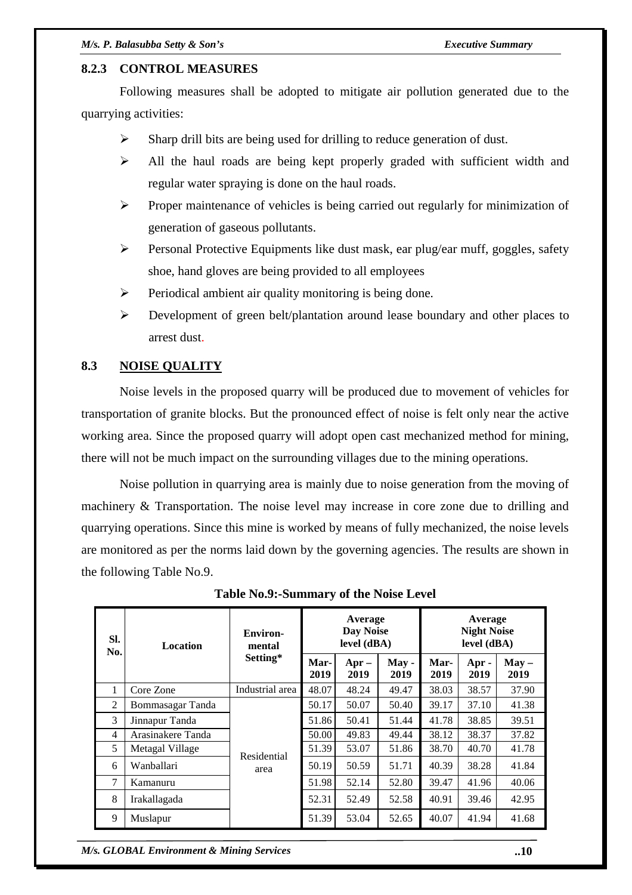### 8.2.3 CONTROL MEASURES

Following measures shall be adopted to mitigate air pollution generated due to the quarrying activities:

- Sharp drill bits are being used for drilling to reduce generation of dust.
- All the haul roads are being kept properly graded with sufficient width and regular water spraying is done on the haul roads.
- Proper maintenance of vehicles is being carried out regularly for minimization of generation of gaseous pollutants.
- Personal Protective Equipments like dust mask, ear plug/ear muff, goggles, safety shoe, hand gloves are being provided to all employees
- Periodical ambient air quality monitoring is being done.
- Development of green belt/plantation around lease boundary and other places to arrest dust.

## 8.3 NOISE QUALITY

Noise levels in the proposed quarry will be produced due to movement of vehicles for transportation of granite blocks. But the pronounced effect of noise is felt only near the active working area. Since the proposed quarry will adopt open cast mechanized method for mining, there will not be much impact on the surrounding villages due to the mining operations.

Noise pollution in quarrying area is mainly due to noise generation from the moving of machinery & Transportation. The noise level may increase in core zone due to drilling and quarrying operations. Since this mine is worked by means of fully mechanized, the noise levels are monitored as per the norms laid down by the governing agencies. The results are shown in the following Table No.9.

**Table No.9:-Summary of the Noise Level**

| Sl. No. | Location | Environ-mental Setting* | Average Day Noise level (dBA) | | | Average Night Noise level (dBA) | | |
|---|---|---|---|---|---|---|---|---|
| | | | Mar-2019 | Apr – 2019 | May - 2019 | Mar-2019 | Apr - 2019 | May – 2019 |
| 1 | Core Zone | Industrial area | 48.07 | 48.24 | 49.47 | 38.03 | 38.57 | 37.90 |
| 2 | Bommasagar Tanda | Residential area | 50.17 | 50.07 | 50.40 | 39.17 | 37.10 | 41.38 |
| 3 | Jinnapur Tanda | | 51.86 | 50.41 | 51.44 | 41.78 | 38.85 | 39.51 |
| 4 | Arasinakere Tanda | | 50.00 | 49.83 | 49.44 | 38.12 | 38.37 | 37.82 |
| 5 | Metagal Village | | 51.39 | 53.07 | 51.86 | 38.70 | 40.70 | 41.78 |
| 6 | Wanballari | | 50.19 | 50.59 | 51.71 | 40.39 | 38.28 | 41.84 |
| 7 | Kamanuru | | 51.98 | 52.14 | 52.80 | 39.47 | 41.96 | 40.06 |
| 8 | Irakallagada | | 52.31 | 52.49 | 52.58 | 40.91 | 39.46 | 42.95 |
| 9 | Muslapur | | 51.39 | 53.04 | 52.65 | 40.07 | 41.94 | 41.68 |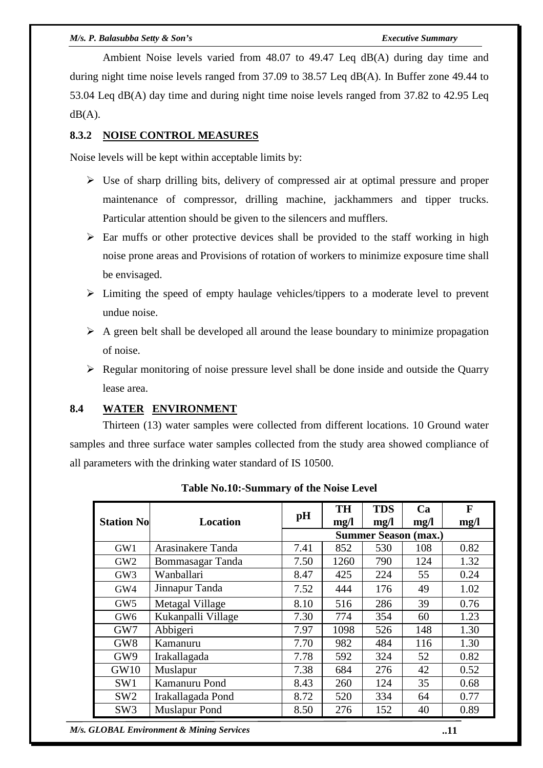Ambient Noise levels varied from 48.07 to 49.47 Leq dB(A) during day time and during night time noise levels ranged from 37.09 to 38.57 Leq dB(A). In Buffer zone 49.44 to 53.04 Leq dB(A) day time and during night time noise levels ranged from 37.82 to 42.95 Leq dB(A).

### 8.3.2 NOISE CONTROL MEASURES

Noise levels will be kept within acceptable limits by:

- Use of sharp drilling bits, delivery of compressed air at optimal pressure and proper maintenance of compressor, drilling machine, jackhammers and tipper trucks. Particular attention should be given to the silencers and mufflers.
- Ear muffs or other protective devices shall be provided to the staff working in high noise prone areas and Provisions of rotation of workers to minimize exposure time shall be envisaged.
- Limiting the speed of empty haulage vehicles/tippers to a moderate level to prevent undue noise.
- A green belt shall be developed all around the lease boundary to minimize propagation of noise.
- Regular monitoring of noise pressure level shall be done inside and outside the Quarry lease area.

## 8.4 WATER ENVIRONMENT

Thirteen (13) water samples were collected from different locations. 10 Ground water samples and three surface water samples collected from the study area showed compliance of all parameters with the drinking water standard of IS 10500.

**Table No.10:-Summary of the Noise Level**

| Station No | Location | pH | TH mg/l | TDS mg/l | Ca mg/l | F mg/l |
|---|---|---|---|---|---|---|
| | | Summer Season (max.) | | | | |
| GW1 | Arasinakere Tanda | 7.41 | 852 | 530 | 108 | 0.82 |
| GW2 | Bommasagar Tanda | 7.50 | 1260 | 790 | 124 | 1.32 |
| GW3 | Wanballari | 8.47 | 425 | 224 | 55 | 0.24 |
| GW4 | Jinnapur Tanda | 7.52 | 444 | 176 | 49 | 1.02 |
| GW5 | Metagal Village | 8.10 | 516 | 286 | 39 | 0.76 |
| GW6 | Kukanpalli Village | 7.30 | 774 | 354 | 60 | 1.23 |
| GW7 | Abbigeri | 7.97 | 1098 | 526 | 148 | 1.30 |
| GW8 | Kamanuru | 7.70 | 982 | 484 | 116 | 1.30 |
| GW9 | Irakallagada | 7.78 | 592 | 324 | 52 | 0.82 |
| GW10 | Muslapur | 7.38 | 684 | 276 | 42 | 0.52 |
| SW1 | Kamanuru Pond | 8.43 | 260 | 124 | 35 | 0.68 |
| SW2 | Irakallagada Pond | 8.72 | 520 | 334 | 64 | 0.77 |
| SW3 | Muslapur Pond | 8.50 | 276 | 152 | 40 | 0.89 |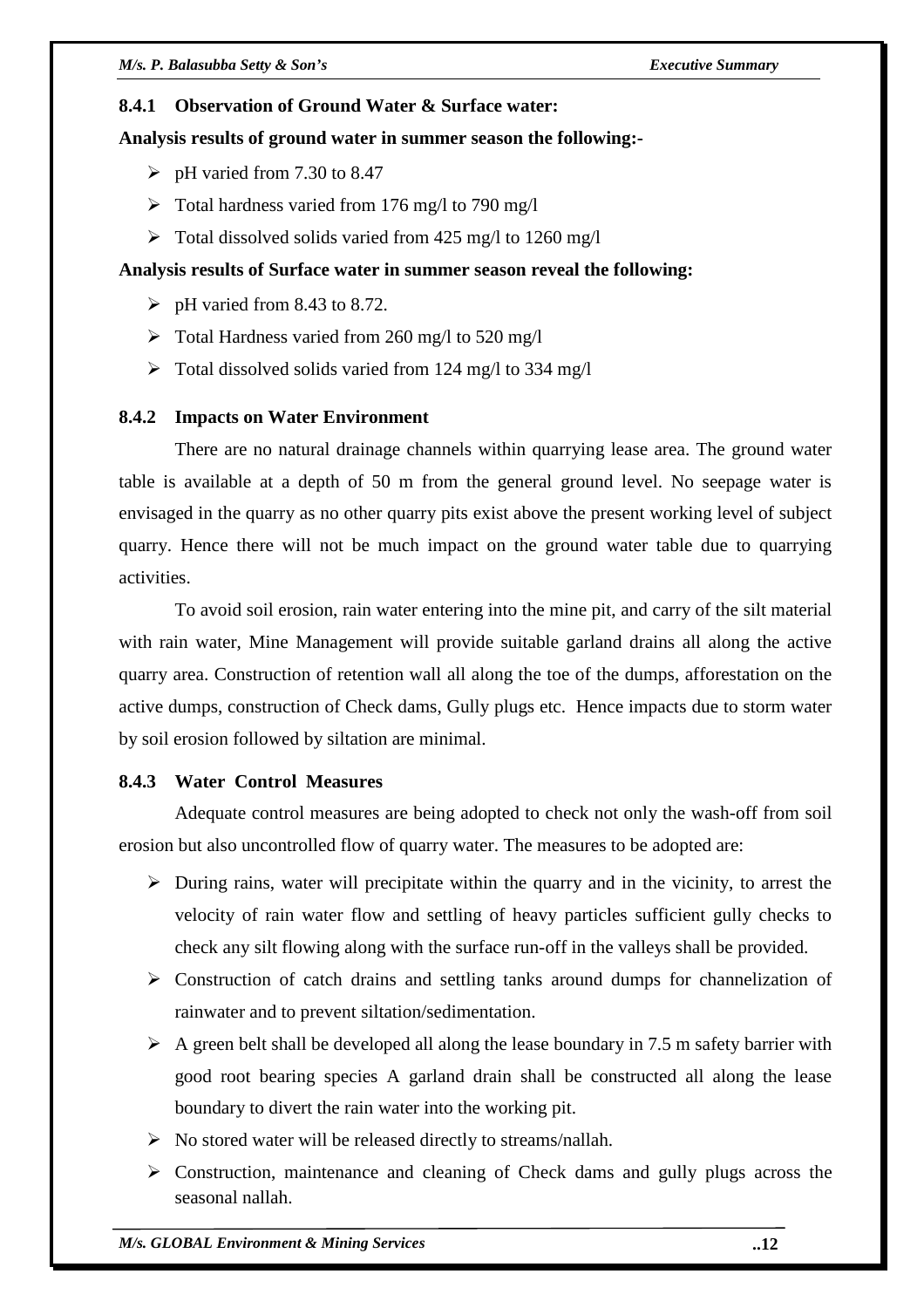### 8.4.1 Observation of Ground Water & Surface water:

**Analysis results of ground water in summer season the following:-**

- pH varied from 7.30 to 8.47
- Total hardness varied from 176 mg/l to 790 mg/l
- Total dissolved solids varied from 425 mg/l to 1260 mg/l

**Analysis results of Surface water in summer season reveal the following:**

- pH varied from 8.43 to 8.72.
- Total Hardness varied from 260 mg/l to 520 mg/l
- Total dissolved solids varied from 124 mg/l to 334 mg/l

### 8.4.2 Impacts on Water Environment

There are no natural drainage channels within quarrying lease area. The ground water table is available at a depth of 50 m from the general ground level. No seepage water is envisaged in the quarry as no other quarry pits exist above the present working level of subject quarry. Hence there will not be much impact on the ground water table due to quarrying activities.

To avoid soil erosion, rain water entering into the mine pit, and carry of the silt material with rain water, Mine Management will provide suitable garland drains all along the active quarry area. Construction of retention wall all along the toe of the dumps, afforestation on the active dumps, construction of Check dams, Gully plugs etc. Hence impacts due to storm water by soil erosion followed by siltation are minimal.

### 8.4.3 Water Control Measures

Adequate control measures are being adopted to check not only the wash-off from soil erosion but also uncontrolled flow of quarry water. The measures to be adopted are:

- During rains, water will precipitate within the quarry and in the vicinity, to arrest the velocity of rain water flow and settling of heavy particles sufficient gully checks to check any silt flowing along with the surface run-off in the valleys shall be provided.
- Construction of catch drains and settling tanks around dumps for channelization of rainwater and to prevent siltation/sedimentation.
- A green belt shall be developed all along the lease boundary in 7.5 m safety barrier with good root bearing species A garland drain shall be constructed all along the lease boundary to divert the rain water into the working pit.
- No stored water will be released directly to streams/nallah.
- Construction, maintenance and cleaning of Check dams and gully plugs across the seasonal nallah.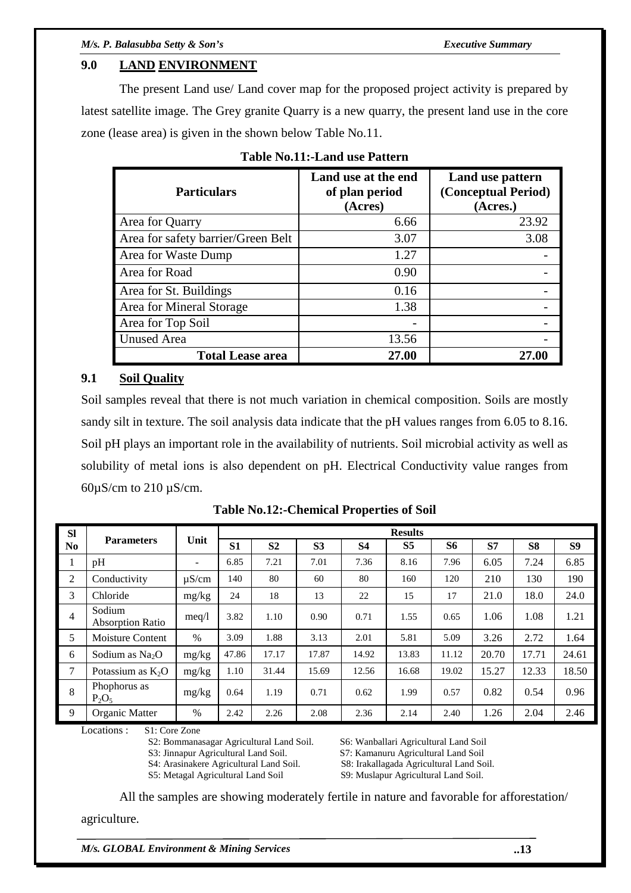## 9.0 LAND ENVIRONMENT

The present Land use/ Land cover map for the proposed project activity is prepared by latest satellite image. The Grey granite Quarry is a new quarry, the present land use in the core zone (lease area) is given in the shown below Table No.11.

**Table No.11:-Land use Pattern**

| Particulars | Land use at the end of plan period (Acres) | Land use pattern (Conceptual Period) (Acres.) |
|---|---|---|
| Area for Quarry | 6.66 | 23.92 |
| Area for safety barrier/Green Belt | 3.07 | 3.08 |
| Area for Waste Dump | 1.27 | - |
| Area for Road | 0.90 | - |
| Area for St. Buildings | 0.16 | - |
| Area for Mineral Storage | 1.38 | - |
| Area for Top Soil | - | - |
| Unused Area | 13.56 | - |
| **Total Lease area** | **27.00** | **27.00** |

### 9.1 Soil Quality

Soil samples reveal that there is not much variation in chemical composition. Soils are mostly sandy silt in texture. The soil analysis data indicate that the pH values ranges from 6.05 to 8.16. Soil pH plays an important role in the availability of nutrients. Soil microbial activity as well as solubility of metal ions is also dependent on pH. Electrical Conductivity value ranges from 60µS/cm to 210 µS/cm.

**Table No.12:-Chemical Properties of Soil**

| Sl No | Parameters | Unit | Results | | | | | | | | |
|---|---|---|---|---|---|---|---|---|---|---|---|
| | | | S1 | S2 | S3 | S4 | S5 | S6 | S7 | S8 | S9 |
| 1 | pH | - | 6.85 | 7.21 | 7.01 | 7.36 | 8.16 | 7.96 | 6.05 | 7.24 | 6.85 |
| 2 | Conductivity | µS/cm | 140 | 80 | 60 | 80 | 160 | 120 | 210 | 130 | 190 |
| 3 | Chloride | mg/kg | 24 | 18 | 13 | 22 | 15 | 17 | 21.0 | 18.0 | 24.0 |
| 4 | Sodium Absorption Ratio | meq/l | 3.82 | 1.10 | 0.90 | 0.71 | 1.55 | 0.65 | 1.06 | 1.08 | 1.21 |
| 5 | Moisture Content | % | 3.09 | 1.88 | 3.13 | 2.01 | 5.81 | 5.09 | 3.26 | 2.72 | 1.64 |
| 6 | Sodium as $Na_2O$ | mg/kg | 47.86 | 17.17 | 17.87 | 14.92 | 13.83 | 11.12 | 20.70 | 17.71 | 24.61 |
| 7 | Potassium as $K_2O$ | mg/kg | 1.10 | 31.44 | 15.69 | 12.56 | 16.68 | 19.02 | 15.27 | 12.33 | 18.50 |
| 8 | Phophorus as $P_2O_5$ | mg/kg | 0.64 | 1.19 | 0.71 | 0.62 | 1.99 | 0.57 | 0.82 | 0.54 | 0.96 |
| 9 | Organic Matter | % | 2.42 | 2.26 | 2.08 | 2.36 | 2.14 | 2.40 | 1.26 | 2.04 | 2.46 |

Locations : S1: Core Zone
S2: Bommanasagar Agricultural Land Soil.
S3: Jinnapur Agricultural Land Soil.
S4: Arasinakere Agricultural Land Soil.
S5: Metagal Agricultural Land Soil
S6: Wanballari Agricultural Land Soil
S7: Kamanuru Agricultural Land Soil
S8: Irakallagada Agricultural Land Soil.
S9: Muslapur Agricultural Land Soil.

All the samples are showing moderately fertile in nature and favorable for afforestation/ agriculture.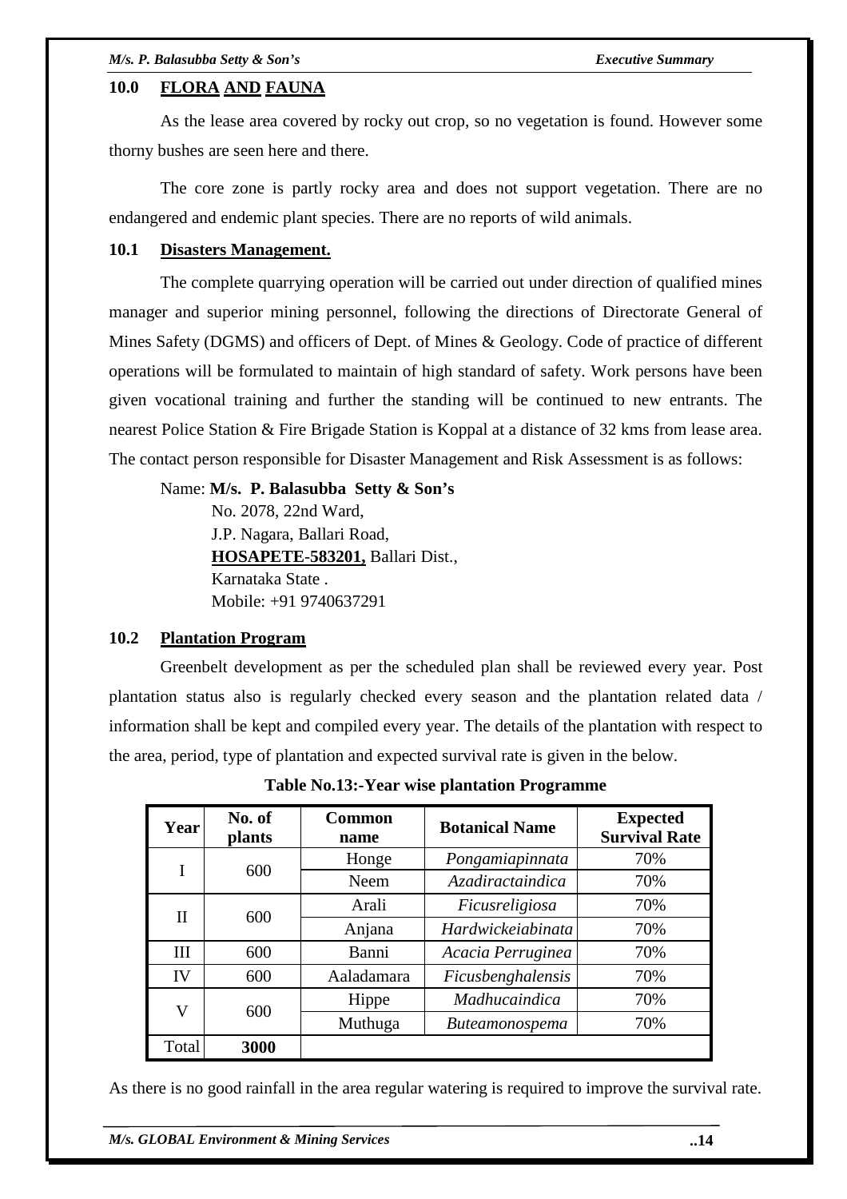## 10.0 FLORA AND FAUNA

As the lease area covered by rocky out crop, so no vegetation is found. However some thorny bushes are seen here and there.

The core zone is partly rocky area and does not support vegetation. There are no endangered and endemic plant species. There are no reports of wild animals.

### 10.1 Disasters Management.

The complete quarrying operation will be carried out under direction of qualified mines manager and superior mining personnel, following the directions of Directorate General of Mines Safety (DGMS) and officers of Dept. of Mines & Geology. Code of practice of different operations will be formulated to maintain of high standard of safety. Work persons have been given vocational training and further the standing will be continued to new entrants. The nearest Police Station & Fire Brigade Station is Koppal at a distance of 32 kms from lease area. The contact person responsible for Disaster Management and Risk Assessment is as follows:

Name: **M/s. P. Balasubba Setty & Son's**
No. 2078, 22nd Ward,
J.P. Nagara, Ballari Road,
**HOSAPETE-583201,** Ballari Dist.,
Karnataka State .
Mobile: +91 9740637291

### 10.2 Plantation Program

Greenbelt development as per the scheduled plan shall be reviewed every year. Post plantation status also is regularly checked every season and the plantation related data / information shall be kept and compiled every year. The details of the plantation with respect to the area, period, type of plantation and expected survival rate is given in the below.

**Table No.13:-Year wise plantation Programme**

| Year | No. of plants | Common name | Botanical Name | Expected Survival Rate |
|---|---|---|---|---|
| I | 600 | Honge | *Pongamiapinnata* | 70% |
| | | Neem | *Azadiractaindica* | 70% |
| II | 600 | Arali | *Ficusreligiosa* | 70% |
| | | Anjana | *Hardwickeiabinata* | 70% |
| III | 600 | Banni | *Acacia Perruginea* | 70% |
| IV | 600 | Aaladamara | *Ficusbenghalensis* | 70% |
| V | 600 | Hippe | *Madhucaindica* | 70% |
| | | Muthuga | *Buteamonospema* | 70% |
| Total | **3000** | | | |

As there is no good rainfall in the area regular watering is required to improve the survival rate.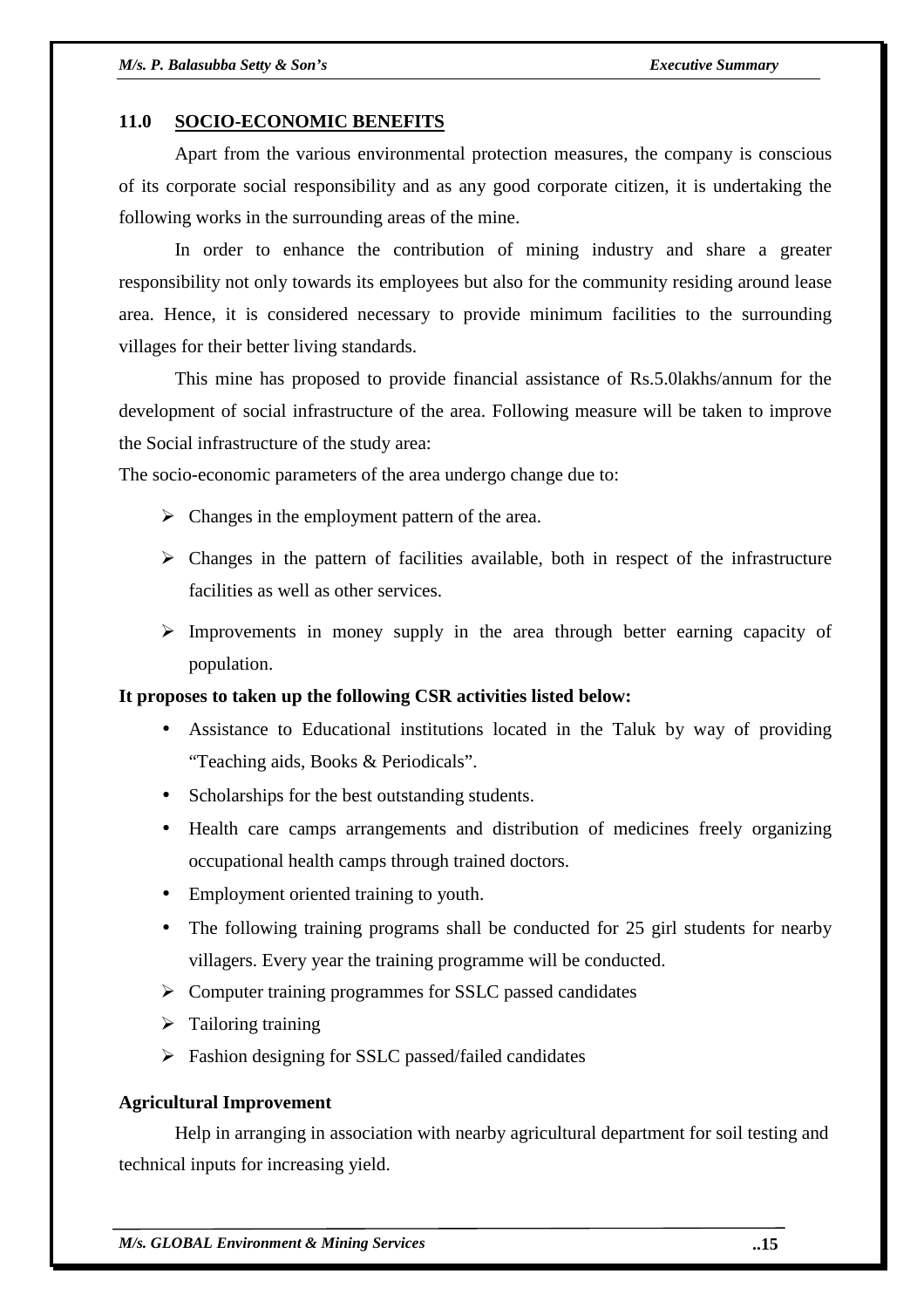## 11.0 SOCIO-ECONOMIC BENEFITS

Apart from the various environmental protection measures, the company is conscious of its corporate social responsibility and as any good corporate citizen, it is undertaking the following works in the surrounding areas of the mine.

In order to enhance the contribution of mining industry and share a greater responsibility not only towards its employees but also for the community residing around lease area. Hence, it is considered necessary to provide minimum facilities to the surrounding villages for their better living standards.

This mine has proposed to provide financial assistance of Rs.5.0lakhs/annum for the development of social infrastructure of the area. Following measure will be taken to improve the Social infrastructure of the study area:

The socio-economic parameters of the area undergo change due to:

- Changes in the employment pattern of the area.
- Changes in the pattern of facilities available, both in respect of the infrastructure facilities as well as other services.
- Improvements in money supply in the area through better earning capacity of population.

**It proposes to taken up the following CSR activities listed below:**

- Assistance to Educational institutions located in the Taluk by way of providing "Teaching aids, Books & Periodicals".
- Scholarships for the best outstanding students.
- Health care camps arrangements and distribution of medicines freely organizing occupational health camps through trained doctors.
- Employment oriented training to youth.
- The following training programs shall be conducted for 25 girl students for nearby villagers. Every year the training programme will be conducted.
  - Computer training programmes for SSLC passed candidates
  - Tailoring training
  - Fashion designing for SSLC passed/failed candidates

**Agricultural Improvement**

Help in arranging in association with nearby agricultural department for soil testing and technical inputs for increasing yield.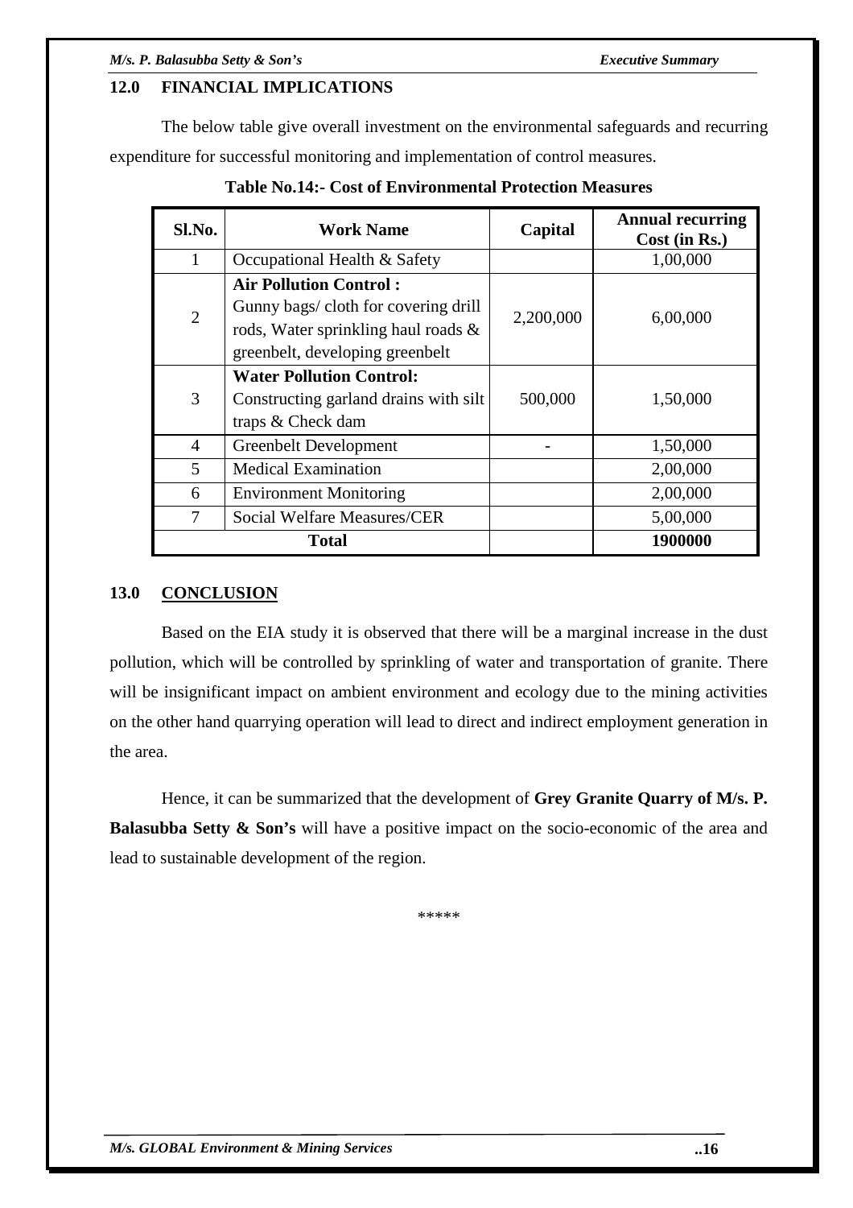## 12.0 FINANCIAL IMPLICATIONS

The below table give overall investment on the environmental safeguards and recurring expenditure for successful monitoring and implementation of control measures.

**Table No.14:- Cost of Environmental Protection Measures**

| Sl.No. | Work Name | Capital | Annual recurring Cost (in Rs.) |
|---|---|---|---|
| 1 | Occupational Health & Safety | | 1,00,000 |
| 2 | **Air Pollution Control :** Gunny bags/ cloth for covering drill rods, Water sprinkling haul roads & greenbelt, developing greenbelt | 2,200,000 | 6,00,000 |
| 3 | **Water Pollution Control:** Constructing garland drains with silt traps & Check dam | 500,000 | 1,50,000 |
| 4 | Greenbelt Development | - | 1,50,000 |
| 5 | Medical Examination | | 2,00,000 |
| 6 | Environment Monitoring | | 2,00,000 |
| 7 | Social Welfare Measures/CER | | 5,00,000 |
| **Total** | | | **1900000** |

## 13.0 CONCLUSION

Based on the EIA study it is observed that there will be a marginal increase in the dust pollution, which will be controlled by sprinkling of water and transportation of granite. There will be insignificant impact on ambient environment and ecology due to the mining activities on the other hand quarrying operation will lead to direct and indirect employment generation in the area.

Hence, it can be summarized that the development of **Grey Granite Quarry of M/s. P. Balasubba Setty & Son's** will have a positive impact on the socio-economic of the area and lead to sustainable development of the region.

*****